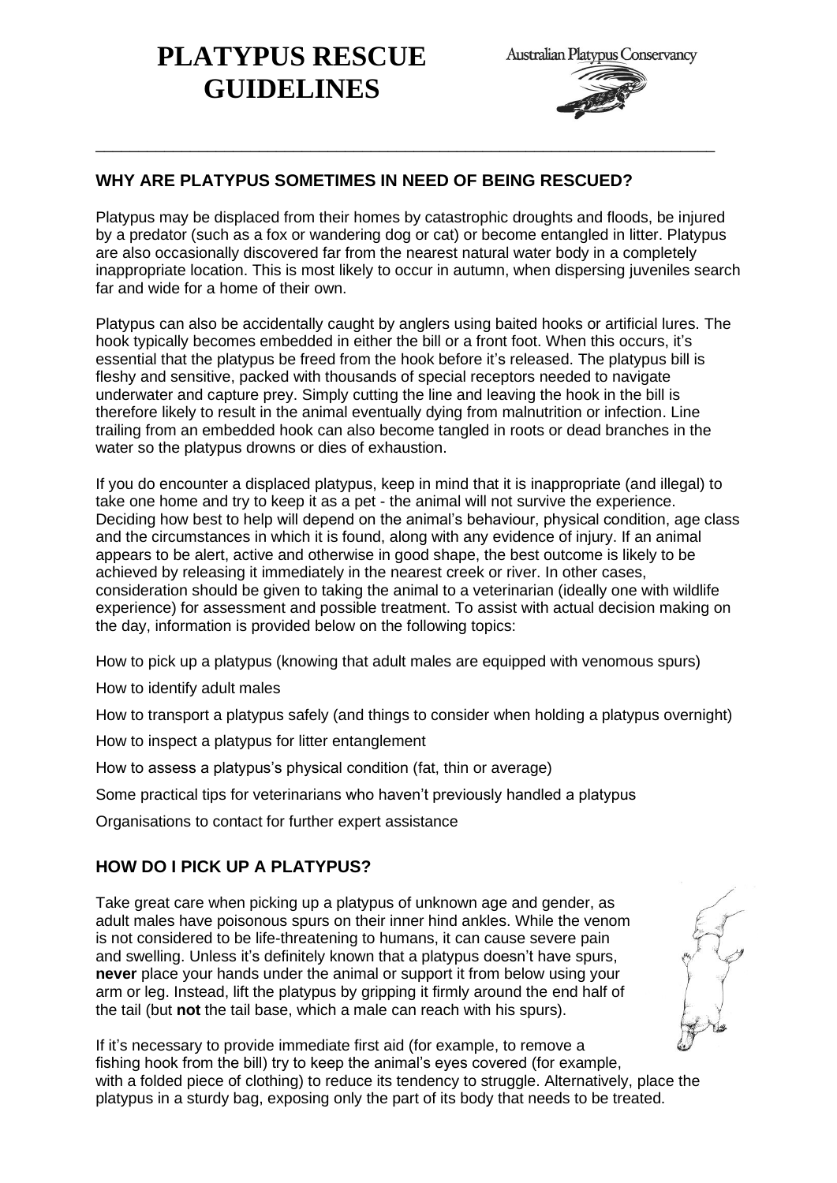# PLATYPUS RESCUE GUIDELINES

Australian Platypus Conservancy

## WHY ARE PLATYPUS SOMETIMES IN NEED OF BEING RESCUED?

Platypus may be displaced from their homes by catastrophic droughts and floods, be injured by a predator (such as a fox or wandering dog or cat) or become entangled in litter. Platypus are also occasionally discovered far from the nearest natural water body in a completely inappropriate location. This is most likely to occur in autumn, when dispersing juveniles search far and wide for a home of their own.

Platypus can also be accidentally caught by anglers using baited hooks or artificial lures. The hook typically becomes embedded in either the bill or a front foot. When this occurs, it's essential that the platypus be freed from the hook before it's released. The platypus bill is fleshy and sensitive, packed with thousands of special receptors needed to navigate underwater and capture prey. Simply cutting the line and leaving the hook in the bill is therefore likely to result in the animal eventually dying from malnutrition or infection. Line trailing from an embedded hook can also become tangled in roots or dead branches in the water so the platypus drowns or dies of exhaustion.

If you do encounter a displaced platypus, keep in mind that it is inappropriate (and illegal) to take one home and try to keep it as a pet - the animal will not survive the experience. Deciding how best to help will depend on the animal's behaviour, physical condition, age class and the circumstances in which it is found, along with any evidence of injury. If an animal appears to be alert, active and otherwise in good shape, the best outcome is likely to be achieved by releasing it immediately in the nearest creek or river. In other cases, consideration should be given to taking the animal to a veterinarian (ideally one with wildlife experience) for assessment and possible treatment. To assist with actual decision making on the day, information is provided below on the following topics:

How to pick up a platypus (knowing that adult males are equipped with venomous spurs)

How to identify adult males

How to transport a platypus safely (and things to consider when holding a platypus overnight)

How to inspect a platypus for litter entanglement

How to assess a platypus's physical condition (fat, thin or average)

Some practical tips for veterinarians who haven't previously handled a platypus

Organisations to contact for further expert assistance

## HOW DO I PICK UP A PLATYPUS?

Take great care when picking up a platypus of unknown age and gender, as adult males have poisonous spurs on their inner hind ankles. While the venom is not considered to be life-threatening to humans, it can cause severe pain and swelling. Unless it's definitely known that a platypus doesn't have spurs, **never** place your hands under the animal or support it from below using your arm or leg. Instead, lift the platypus by gripping it firmly around the end half of the tail (but **not** the tail base, which a male can reach with his spurs).

If it's necessary to provide immediate first aid (for example, to remove a fishing hook from the bill) try to keep the animal's eyes covered (for example, with a folded piece of clothing) to reduce its tendency to struggle. Alternatively, place the platypus in a sturdy bag, exposing only the part of its body that needs to be treated.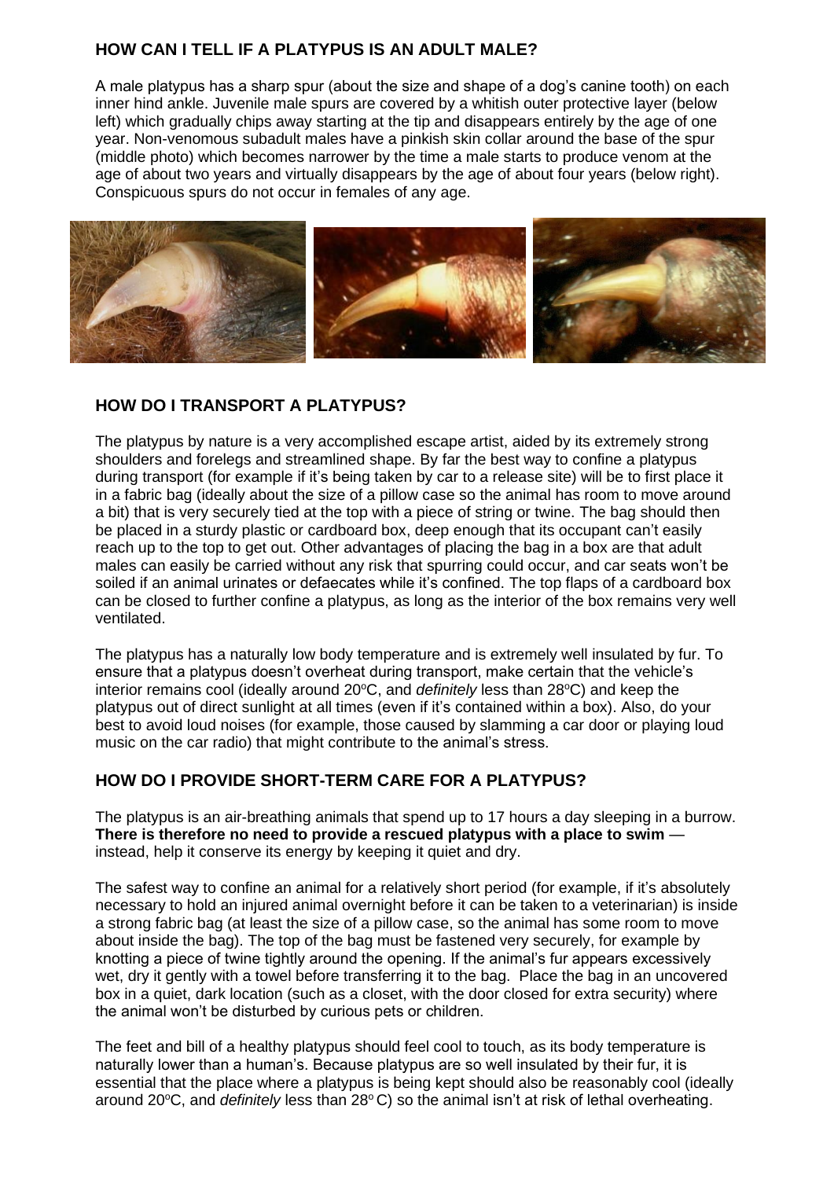## HOW CAN I TELL IF A PLATYPUS IS AN ADULT MALE?

A male platypus has a sharp spur (about the size and shape of a dog's canine tooth) on each inner hind ankle. Juvenile male spurs are covered by a whitish outer protective layer (below left) which gradually chips away starting at the tip and disappears entirely by the age of one year. Non-venomous subadult males have a pinkish skin collar around the base of the spur (middle photo) which becomes narrower by the time a male starts to produce venom at the age of about two years and virtually disappears by the age of about four years (below right). Conspicuous spurs do not occur in females of any age.

## HOW DO I TRANSPORT A PLATYPUS?

The platypus by nature is a very accomplished escape artist, aided by its extremely strong shoulders and forelegs and streamlined shape. By far the best way to confine a platypus during transport (for example if it's being taken by car to a release site) will be to first place it in a fabric bag (ideally about the size of a pillow case so the animal has room to move around a bit) that is very securely tied at the top with a piece of string or twine. The bag should then be placed in a sturdy plastic or cardboard box, deep enough that its occupant can't easily reach up to the top to get out. Other advantages of placing the bag in a box are that adult males can easily be carried without any risk that spurring could occur, and car seats won't be soiled if an animal urinates or defaecates while it's confined. The top flaps of a cardboard box can be closed to further confine a platypus, as long as the interior of the box remains very well ventilated.

The platypus has a naturally low body temperature and is extremely well insulated by fur. To ensure that a platypus doesn't overheat during transport, make certain that the vehicle's interior remains cool (ideally around 20°C, and *definitely* less than 28°C) and keep the platypus out of direct sunlight at all times (even if it's contained within a box). Also, do your best to avoid loud noises (for example, those caused by slamming a car door or playing loud music on the car radio) that might contribute to the animal's stress.

## HOW DO I PROVIDE SHORT-TERM CARE FOR A PLATYPUS?

The platypus is an air-breathing animals that spend up to 17 hours a day sleeping in a burrow. **There is therefore no need to provide a rescued platypus with a place to swim** — instead, help it conserve its energy by keeping it quiet and dry.

The safest way to confine an animal for a relatively short period (for example, if it's absolutely necessary to hold an injured animal overnight before it can be taken to a veterinarian) is inside a strong fabric bag (at least the size of a pillow case, so the animal has some room to move about inside the bag). The top of the bag must be fastened very securely, for example by knotting a piece of twine tightly around the opening. If the animal's fur appears excessively wet, dry it gently with a towel before transferring it to the bag. Place the bag in an uncovered box in a quiet, dark location (such as a closet, with the door closed for extra security) where the animal won't be disturbed by curious pets or children.

The feet and bill of a healthy platypus should feel cool to touch, as its body temperature is naturally lower than a human's. Because platypus are so well insulated by their fur, it is essential that the place where a platypus is being kept should also be reasonably cool (ideally around 20°C, and *definitely* less than 28°C) so the animal isn't at risk of lethal overheating.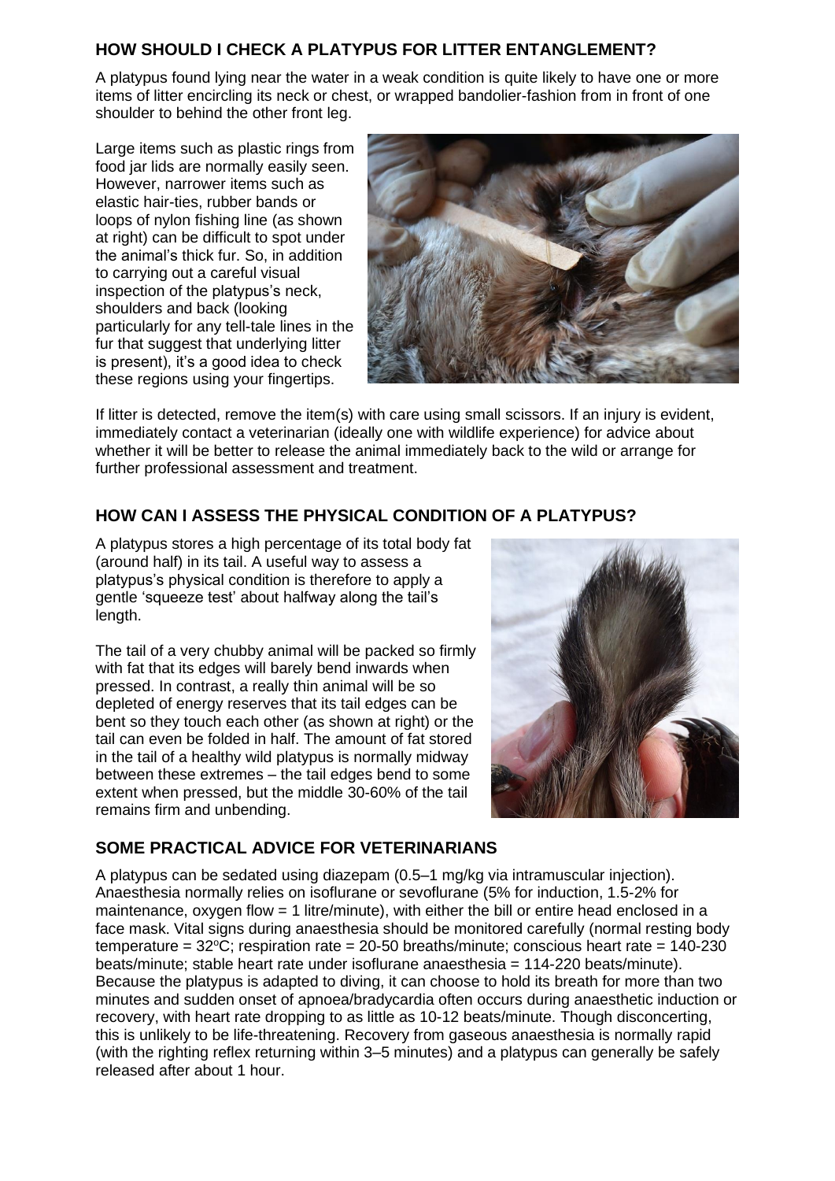## HOW SHOULD I CHECK A PLATYPUS FOR LITTER ENTANGLEMENT?

A platypus found lying near the water in a weak condition is quite likely to have one or more items of litter encircling its neck or chest, or wrapped bandolier-fashion from in front of one shoulder to behind the other front leg.

Large items such as plastic rings from food jar lids are normally easily seen. However, narrower items such as elastic hair-ties, rubber bands or loops of nylon fishing line (as shown at right) can be difficult to spot under the animal's thick fur. So, in addition to carrying out a careful visual inspection of the platypus's neck, shoulders and back (looking particularly for any tell-tale lines in the fur that suggest that underlying litter is present), it's a good idea to check these regions using your fingertips.

If litter is detected, remove the item(s) with care using small scissors. If an injury is evident, immediately contact a veterinarian (ideally one with wildlife experience) for advice about whether it will be better to release the animal immediately back to the wild or arrange for further professional assessment and treatment.

## HOW CAN I ASSESS THE PHYSICAL CONDITION OF A PLATYPUS?

A platypus stores a high percentage of its total body fat (around half) in its tail. A useful way to assess a platypus's physical condition is therefore to apply a gentle 'squeeze test' about halfway along the tail's length.

The tail of a very chubby animal will be packed so firmly with fat that its edges will barely bend inwards when pressed. In contrast, a really thin animal will be so depleted of energy reserves that its tail edges can be bent so they touch each other (as shown at right) or the tail can even be folded in half. The amount of fat stored in the tail of a healthy wild platypus is normally midway between these extremes – the tail edges bend to some extent when pressed, but the middle 30-60% of the tail remains firm and unbending.

## SOME PRACTICAL ADVICE FOR VETERINARIANS

A platypus can be sedated using diazepam (0.5–1 mg/kg via intramuscular injection). Anaesthesia normally relies on isoflurane or sevoflurane (5% for induction, 1.5-2% for maintenance, oxygen flow = 1 litre/minute), with either the bill or entire head enclosed in a face mask. Vital signs during anaesthesia should be monitored carefully (normal resting body temperature = 32°C; respiration rate = 20-50 breaths/minute; conscious heart rate = 140-230 beats/minute; stable heart rate under isoflurane anaesthesia = 114-220 beats/minute). Because the platypus is adapted to diving, it can choose to hold its breath for more than two minutes and sudden onset of apnoea/bradycardia often occurs during anaesthetic induction or recovery, with heart rate dropping to as little as 10-12 beats/minute. Though disconcerting, this is unlikely to be life-threatening. Recovery from gaseous anaesthesia is normally rapid (with the righting reflex returning within 3–5 minutes) and a platypus can generally be safely released after about 1 hour.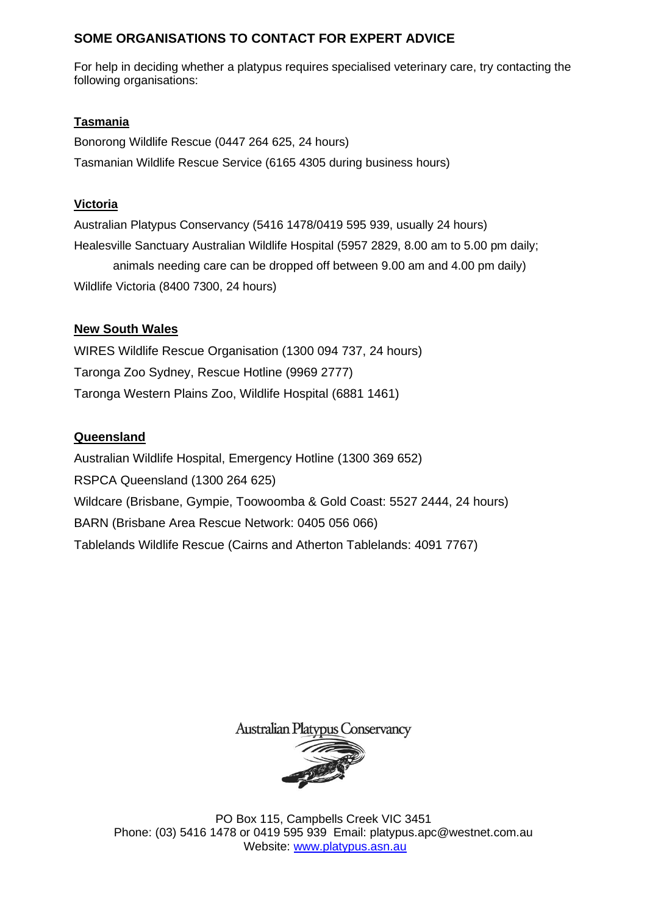## SOME ORGANISATIONS TO CONTACT FOR EXPERT ADVICE

For help in deciding whether a platypus requires specialised veterinary care, try contacting the following organisations:

**Tasmania**

Bonorong Wildlife Rescue (0447 264 625, 24 hours)
Tasmanian Wildlife Rescue Service (6165 4305 during business hours)

**Victoria**

Australian Platypus Conservancy (5416 1478/0419 595 939, usually 24 hours)
Healesville Sanctuary Australian Wildlife Hospital (5957 2829, 8.00 am to 5.00 pm daily; animals needing care can be dropped off between 9.00 am and 4.00 pm daily)
Wildlife Victoria (8400 7300, 24 hours)

**New South Wales**

WIRES Wildlife Rescue Organisation (1300 094 737, 24 hours)
Taronga Zoo Sydney, Rescue Hotline (9969 2777)
Taronga Western Plains Zoo, Wildlife Hospital (6881 1461)

**Queensland**

Australian Wildlife Hospital, Emergency Hotline (1300 369 652)
RSPCA Queensland (1300 264 625)
Wildcare (Brisbane, Gympie, Toowoomba & Gold Coast: 5527 2444, 24 hours)
BARN (Brisbane Area Rescue Network: 0405 056 066)
Tablelands Wildlife Rescue (Cairns and Atherton Tablelands: 4091 7767)

Australian Platypus Conservancy

PO Box 115, Campbells Creek VIC 3451
Phone: (03) 5416 1478 or 0419 595 939 Email: platypus.apc@westnet.com.au
Website: www.platypus.asn.au